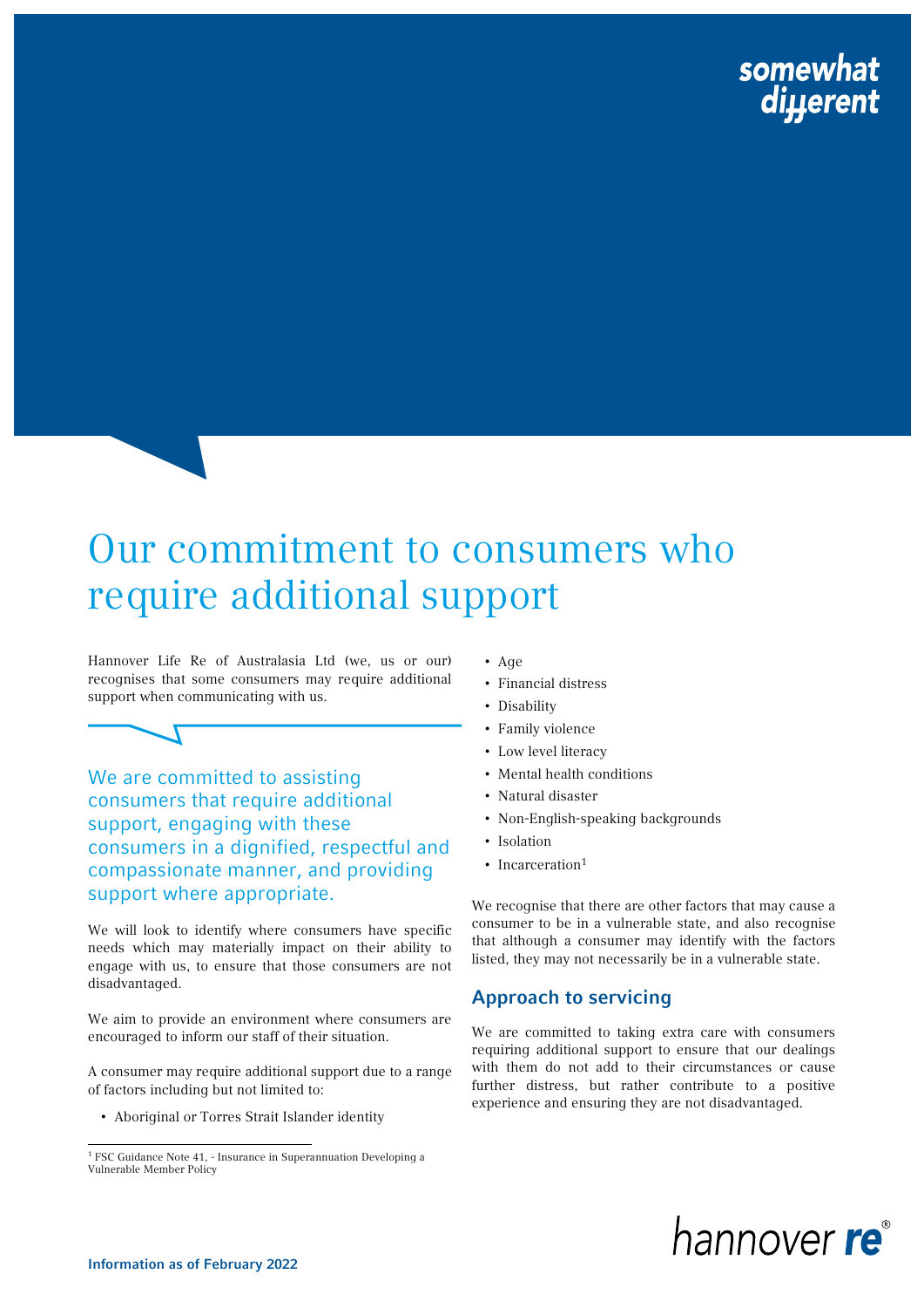somewhat different

# Our commitment to consumers who require additional support

Hannover Life Re of Australasia Ltd (we, us or our) recognises that some consumers may require additional support when communicating with us.

We are committed to assisting consumers that require additional support, engaging with these consumers in a dignified, respectful and compassionate manner, and providing support where appropriate.

We will look to identify where consumers have specific needs which may materially impact on their ability to engage with us, to ensure that those consumers are not disadvantaged.

We aim to provide an environment where consumers are encouraged to inform our staff of their situation.

A consumer may require additional support due to a range of factors including but not limited to:

- Aboriginal or Torres Strait Islander identity
- Age
- Financial distress
- Disability
- Family violence
- Low level literacy
- Mental health conditions
- Natural disaster
- Non-English-speaking backgrounds
- Isolation
- Incarceration[1]

We recognise that there are other factors that may cause a consumer to be in a vulnerable state, and also recognise that although a consumer may identify with the factors listed, they may not necessarily be in a vulnerable state.

## Approach to servicing

We are committed to taking extra care with consumers requiring additional support to ensure that our dealings with them do not add to their circumstances or cause further distress, but rather contribute to a positive experience and ensuring they are not disadvantaged.

[1] FSC Guidance Note 41, - Insurance in Superannuation Developing a Vulnerable Member Policy

**Information as of February 2022**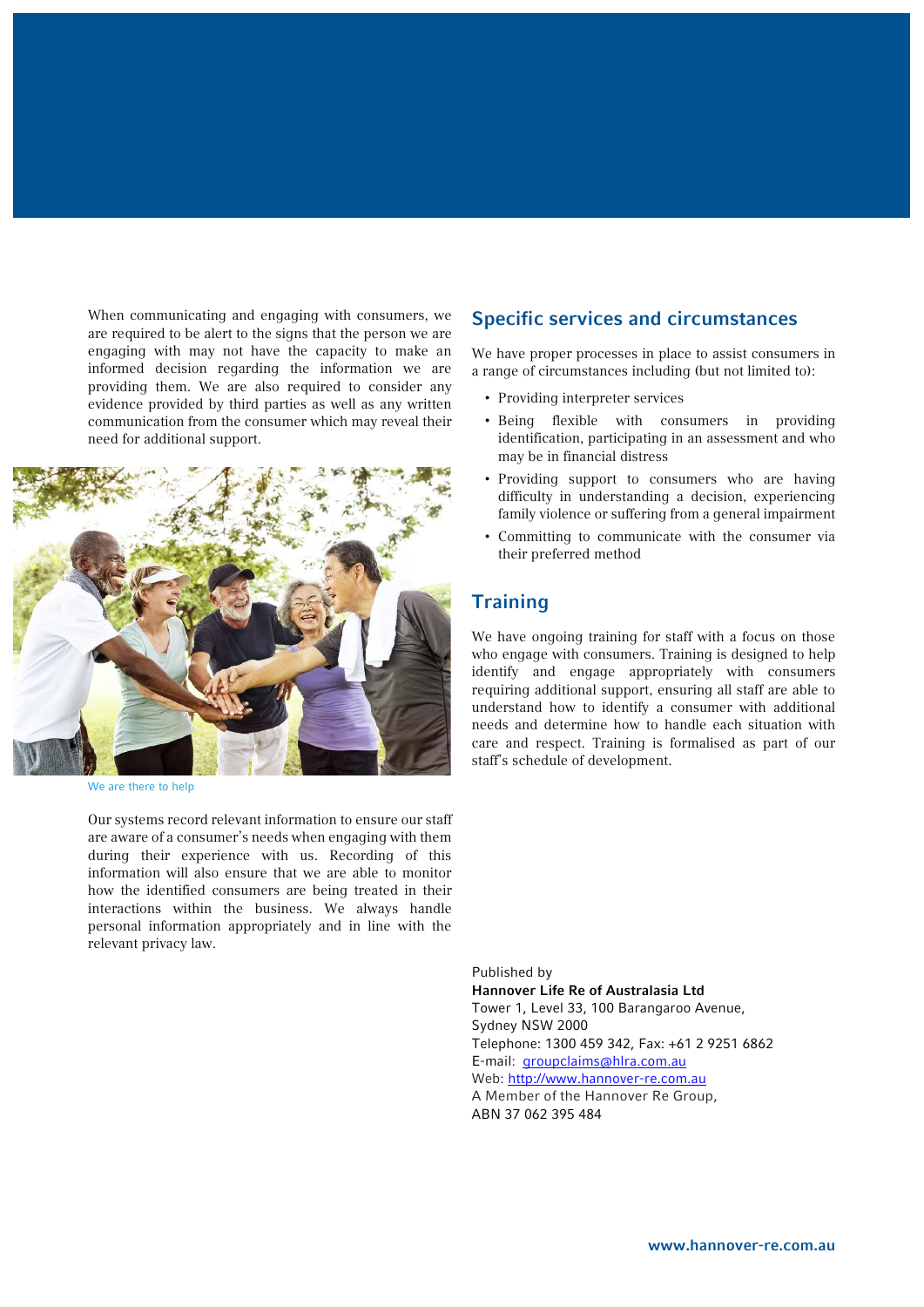When communicating and engaging with consumers, we are required to be alert to the signs that the person we are engaging with may not have the capacity to make an informed decision regarding the information we are providing them. We are also required to consider any evidence provided by third parties as well as any written communication from the consumer which may reveal their need for additional support.

We are there to help

Our systems record relevant information to ensure our staff are aware of a consumer's needs when engaging with them during their experience with us. Recording of this information will also ensure that we are able to monitor how the identified consumers are being treated in their interactions within the business. We always handle personal information appropriately and in line with the relevant privacy law.

## Specific services and circumstances

We have proper processes in place to assist consumers in a range of circumstances including (but not limited to):

- Providing interpreter services
- Being flexible with consumers in providing identification, participating in an assessment and who may be in financial distress
- Providing support to consumers who are having difficulty in understanding a decision, experiencing family violence or suffering from a general impairment
- Committing to communicate with the consumer via their preferred method

## Training

We have ongoing training for staff with a focus on those who engage with consumers. Training is designed to help identify and engage appropriately with consumers requiring additional support, ensuring all staff are able to understand how to identify a consumer with additional needs and determine how to handle each situation with care and respect. Training is formalised as part of our staff's schedule of development.

Published by
**Hannover Life Re of Australasia Ltd**
Tower 1, Level 33, 100 Barangaroo Avenue,
Sydney NSW 2000
Telephone: 1300 459 342, Fax: +61 2 9251 6862
E-mail: groupclaims@hlra.com.au
Web: http://www.hannover-re.com.au
A Member of the Hannover Re Group,
ABN 37 062 395 484

www.hannover-re.com.au